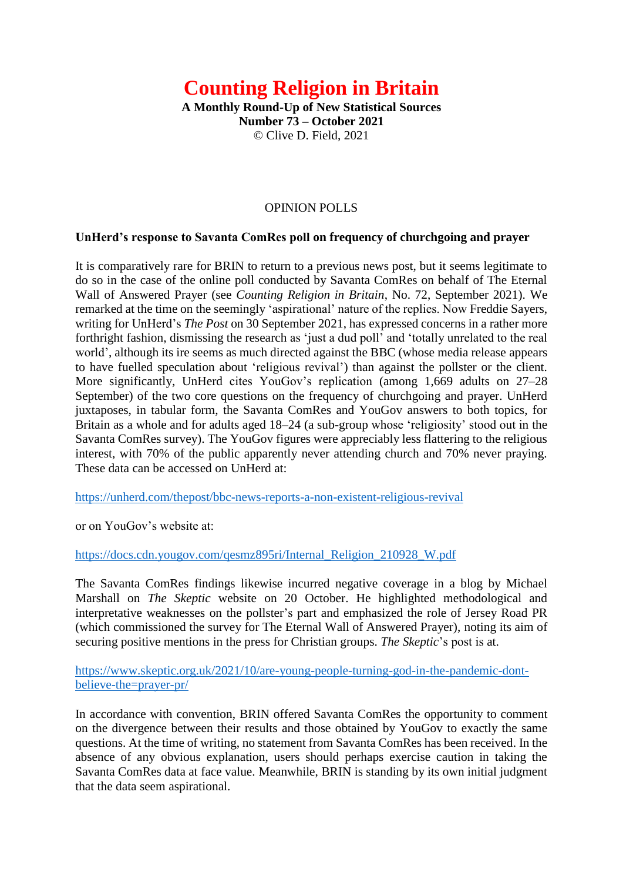# Counting Religion in Britain

**A Monthly Round-Up of New Statistical Sources**
**Number 73 – October 2021**
© Clive D. Field, 2021

## OPINION POLLS

### UnHerd's response to Savanta ComRes poll on frequency of churchgoing and prayer

It is comparatively rare for BRIN to return to a previous news post, but it seems legitimate to do so in the case of the online poll conducted by Savanta ComRes on behalf of The Eternal Wall of Answered Prayer (see *Counting Religion in Britain*, No. 72, September 2021). We remarked at the time on the seemingly 'aspirational' nature of the replies. Now Freddie Sayers, writing for UnHerd's *The Post* on 30 September 2021, has expressed concerns in a rather more forthright fashion, dismissing the research as 'just a dud poll' and 'totally unrelated to the real world', although its ire seems as much directed against the BBC (whose media release appears to have fuelled speculation about 'religious revival') than against the pollster or the client. More significantly, UnHerd cites YouGov's replication (among 1,669 adults on 27–28 September) of the two core questions on the frequency of churchgoing and prayer. UnHerd juxtaposes, in tabular form, the Savanta ComRes and YouGov answers to both topics, for Britain as a whole and for adults aged 18–24 (a sub-group whose 'religiosity' stood out in the Savanta ComRes survey). The YouGov figures were appreciably less flattering to the religious interest, with 70% of the public apparently never attending church and 70% never praying. These data can be accessed on UnHerd at:

https://unherd.com/thepost/bbc-news-reports-a-non-existent-religious-revival

or on YouGov's website at:

https://docs.cdn.yougov.com/qesmz895ri/Internal_Religion_210928_W.pdf

The Savanta ComRes findings likewise incurred negative coverage in a blog by Michael Marshall on *The Skeptic* website on 20 October. He highlighted methodological and interpretative weaknesses on the pollster's part and emphasized the role of Jersey Road PR (which commissioned the survey for The Eternal Wall of Answered Prayer), noting its aim of securing positive mentions in the press for Christian groups. *The Skeptic*'s post is at.

https://www.skeptic.org.uk/2021/10/are-young-people-turning-god-in-the-pandemic-dont-believe-the=prayer-pr/

In accordance with convention, BRIN offered Savanta ComRes the opportunity to comment on the divergence between their results and those obtained by YouGov to exactly the same questions. At the time of writing, no statement from Savanta ComRes has been received. In the absence of any obvious explanation, users should perhaps exercise caution in taking the Savanta ComRes data at face value. Meanwhile, BRIN is standing by its own initial judgment that the data seem aspirational.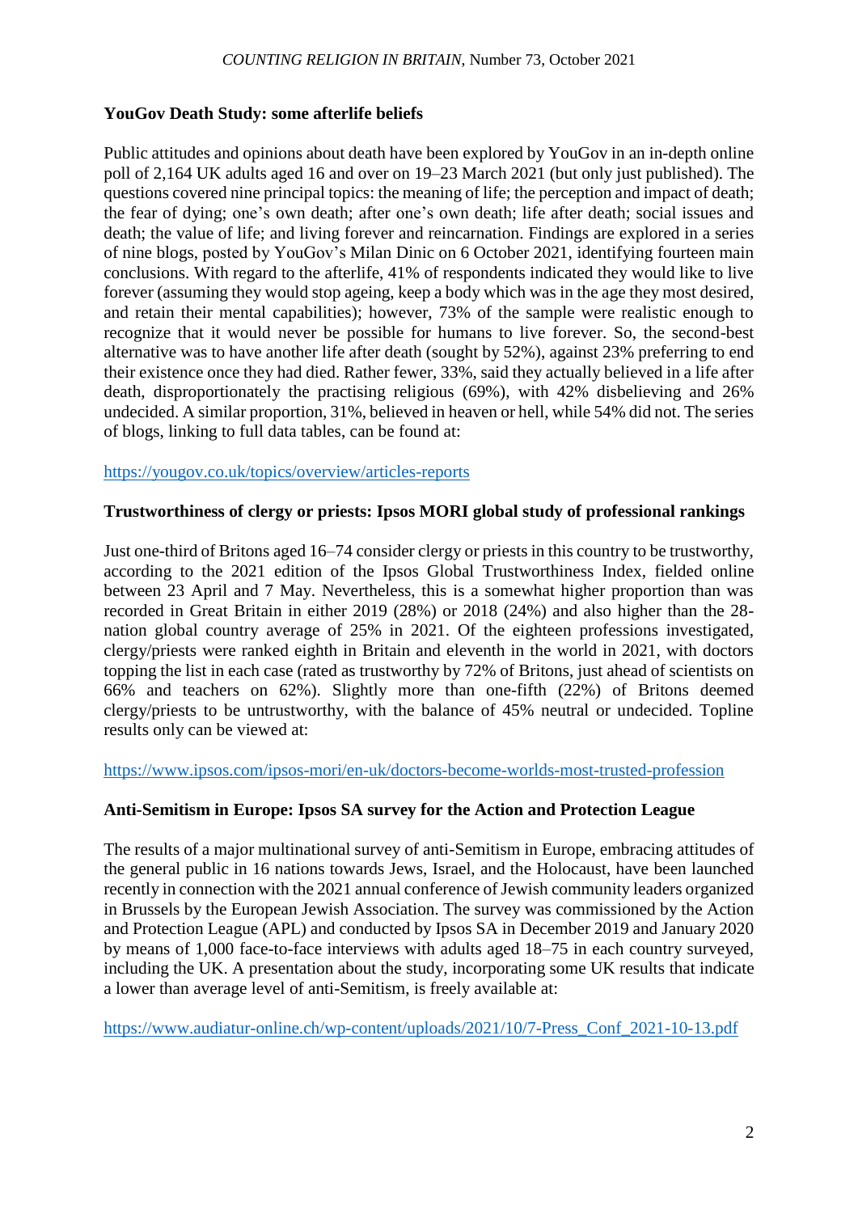**YouGov Death Study: some afterlife beliefs**

Public attitudes and opinions about death have been explored by YouGov in an in-depth online poll of 2,164 UK adults aged 16 and over on 19–23 March 2021 (but only just published). The questions covered nine principal topics: the meaning of life; the perception and impact of death; the fear of dying; one's own death; after one's own death; life after death; social issues and death; the value of life; and living forever and reincarnation. Findings are explored in a series of nine blogs, posted by YouGov's Milan Dinic on 6 October 2021, identifying fourteen main conclusions. With regard to the afterlife, 41% of respondents indicated they would like to live forever (assuming they would stop ageing, keep a body which was in the age they most desired, and retain their mental capabilities); however, 73% of the sample were realistic enough to recognize that it would never be possible for humans to live forever. So, the second-best alternative was to have another life after death (sought by 52%), against 23% preferring to end their existence once they had died. Rather fewer, 33%, said they actually believed in a life after death, disproportionately the practising religious (69%), with 42% disbelieving and 26% undecided. A similar proportion, 31%, believed in heaven or hell, while 54% did not. The series of blogs, linking to full data tables, can be found at:

https://yougov.co.uk/topics/overview/articles-reports

**Trustworthiness of clergy or priests: Ipsos MORI global study of professional rankings**

Just one-third of Britons aged 16–74 consider clergy or priests in this country to be trustworthy, according to the 2021 edition of the Ipsos Global Trustworthiness Index, fielded online between 23 April and 7 May. Nevertheless, this is a somewhat higher proportion than was recorded in Great Britain in either 2019 (28%) or 2018 (24%) and also higher than the 28-nation global country average of 25% in 2021. Of the eighteen professions investigated, clergy/priests were ranked eighth in Britain and eleventh in the world in 2021, with doctors topping the list in each case (rated as trustworthy by 72% of Britons, just ahead of scientists on 66% and teachers on 62%). Slightly more than one-fifth (22%) of Britons deemed clergy/priests to be untrustworthy, with the balance of 45% neutral or undecided. Topline results only can be viewed at:

https://www.ipsos.com/ipsos-mori/en-uk/doctors-become-worlds-most-trusted-profession

**Anti-Semitism in Europe: Ipsos SA survey for the Action and Protection League**

The results of a major multinational survey of anti-Semitism in Europe, embracing attitudes of the general public in 16 nations towards Jews, Israel, and the Holocaust, have been launched recently in connection with the 2021 annual conference of Jewish community leaders organized in Brussels by the European Jewish Association. The survey was commissioned by the Action and Protection League (APL) and conducted by Ipsos SA in December 2019 and January 2020 by means of 1,000 face-to-face interviews with adults aged 18–75 in each country surveyed, including the UK. A presentation about the study, incorporating some UK results that indicate a lower than average level of anti-Semitism, is freely available at:

https://www.audiatur-online.ch/wp-content/uploads/2021/10/7-Press_Conf_2021-10-13.pdf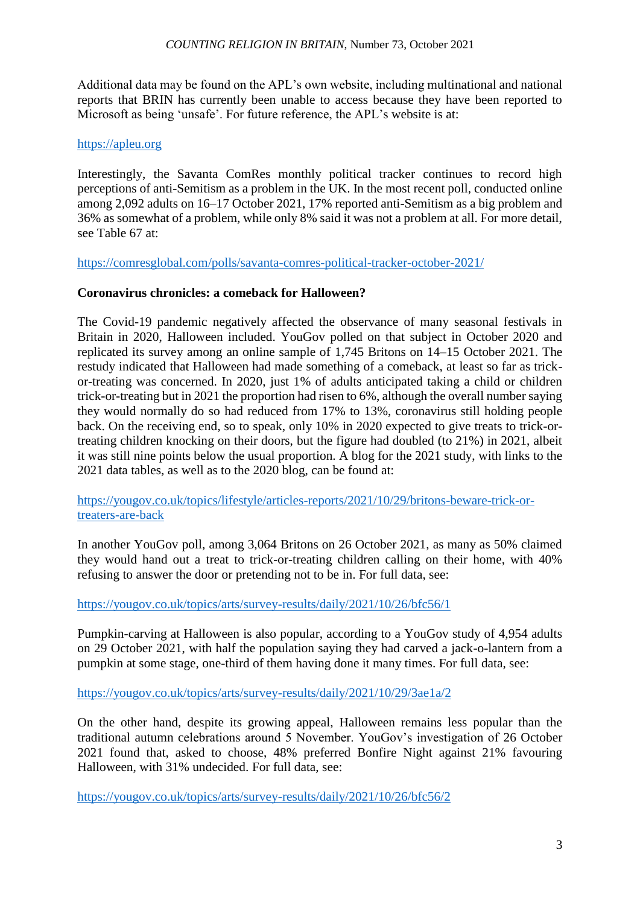Additional data may be found on the APL's own website, including multinational and national reports that BRIN has currently been unable to access because they have been reported to Microsoft as being 'unsafe'. For future reference, the APL's website is at:

https://apleu.org

Interestingly, the Savanta ComRes monthly political tracker continues to record high perceptions of anti-Semitism as a problem in the UK. In the most recent poll, conducted online among 2,092 adults on 16–17 October 2021, 17% reported anti-Semitism as a big problem and 36% as somewhat of a problem, while only 8% said it was not a problem at all. For more detail, see Table 67 at:

https://comresglobal.com/polls/savanta-comres-political-tracker-october-2021/

**Coronavirus chronicles: a comeback for Halloween?**

The Covid-19 pandemic negatively affected the observance of many seasonal festivals in Britain in 2020, Halloween included. YouGov polled on that subject in October 2020 and replicated its survey among an online sample of 1,745 Britons on 14–15 October 2021. The restudy indicated that Halloween had made something of a comeback, at least so far as trick-or-treating was concerned. In 2020, just 1% of adults anticipated taking a child or children trick-or-treating but in 2021 the proportion had risen to 6%, although the overall number saying they would normally do so had reduced from 17% to 13%, coronavirus still holding people back. On the receiving end, so to speak, only 10% in 2020 expected to give treats to trick-or-treating children knocking on their doors, but the figure had doubled (to 21%) in 2021, albeit it was still nine points below the usual proportion. A blog for the 2021 study, with links to the 2021 data tables, as well as to the 2020 blog, can be found at:

https://yougov.co.uk/topics/lifestyle/articles-reports/2021/10/29/britons-beware-trick-or-treaters-are-back

In another YouGov poll, among 3,064 Britons on 26 October 2021, as many as 50% claimed they would hand out a treat to trick-or-treating children calling on their home, with 40% refusing to answer the door or pretending not to be in. For full data, see:

https://yougov.co.uk/topics/arts/survey-results/daily/2021/10/26/bfc56/1

Pumpkin-carving at Halloween is also popular, according to a YouGov study of 4,954 adults on 29 October 2021, with half the population saying they had carved a jack-o-lantern from a pumpkin at some stage, one-third of them having done it many times. For full data, see:

https://yougov.co.uk/topics/arts/survey-results/daily/2021/10/29/3ae1a/2

On the other hand, despite its growing appeal, Halloween remains less popular than the traditional autumn celebrations around 5 November. YouGov's investigation of 26 October 2021 found that, asked to choose, 48% preferred Bonfire Night against 21% favouring Halloween, with 31% undecided. For full data, see:

https://yougov.co.uk/topics/arts/survey-results/daily/2021/10/26/bfc56/2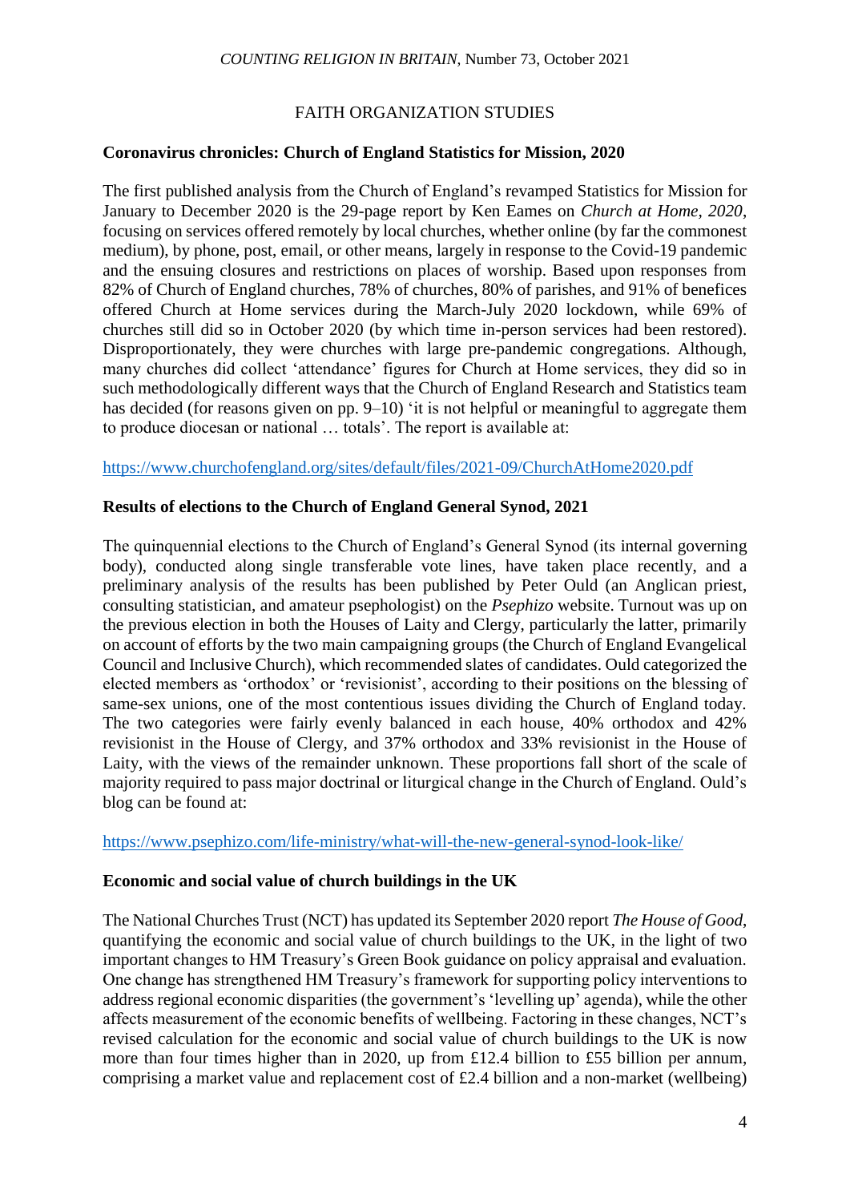## FAITH ORGANIZATION STUDIES

### Coronavirus chronicles: Church of England Statistics for Mission, 2020

The first published analysis from the Church of England's revamped Statistics for Mission for January to December 2020 is the 29-page report by Ken Eames on *Church at Home, 2020*, focusing on services offered remotely by local churches, whether online (by far the commonest medium), by phone, post, email, or other means, largely in response to the Covid-19 pandemic and the ensuing closures and restrictions on places of worship. Based upon responses from 82% of Church of England churches, 78% of churches, 80% of parishes, and 91% of benefices offered Church at Home services during the March-July 2020 lockdown, while 69% of churches still did so in October 2020 (by which time in-person services had been restored). Disproportionately, they were churches with large pre-pandemic congregations. Although, many churches did collect 'attendance' figures for Church at Home services, they did so in such methodologically different ways that the Church of England Research and Statistics team has decided (for reasons given on pp. 9–10) 'it is not helpful or meaningful to aggregate them to produce diocesan or national … totals'. The report is available at:

https://www.churchofengland.org/sites/default/files/2021-09/ChurchAtHome2020.pdf

### Results of elections to the Church of England General Synod, 2021

The quinquennial elections to the Church of England's General Synod (its internal governing body), conducted along single transferable vote lines, have taken place recently, and a preliminary analysis of the results has been published by Peter Ould (an Anglican priest, consulting statistician, and amateur psephologist) on the *Psephizo* website. Turnout was up on the previous election in both the Houses of Laity and Clergy, particularly the latter, primarily on account of efforts by the two main campaigning groups (the Church of England Evangelical Council and Inclusive Church), which recommended slates of candidates. Ould categorized the elected members as 'orthodox' or 'revisionist', according to their positions on the blessing of same-sex unions, one of the most contentious issues dividing the Church of England today. The two categories were fairly evenly balanced in each house, 40% orthodox and 42% revisionist in the House of Clergy, and 37% orthodox and 33% revisionist in the House of Laity, with the views of the remainder unknown. These proportions fall short of the scale of majority required to pass major doctrinal or liturgical change in the Church of England. Ould's blog can be found at:

https://www.psephizo.com/life-ministry/what-will-the-new-general-synod-look-like/

### Economic and social value of church buildings in the UK

The National Churches Trust (NCT) has updated its September 2020 report *The House of Good*, quantifying the economic and social value of church buildings to the UK, in the light of two important changes to HM Treasury's Green Book guidance on policy appraisal and evaluation. One change has strengthened HM Treasury's framework for supporting policy interventions to address regional economic disparities (the government's 'levelling up' agenda), while the other affects measurement of the economic benefits of wellbeing. Factoring in these changes, NCT's revised calculation for the economic and social value of church buildings to the UK is now more than four times higher than in 2020, up from £12.4 billion to £55 billion per annum, comprising a market value and replacement cost of £2.4 billion and a non-market (wellbeing)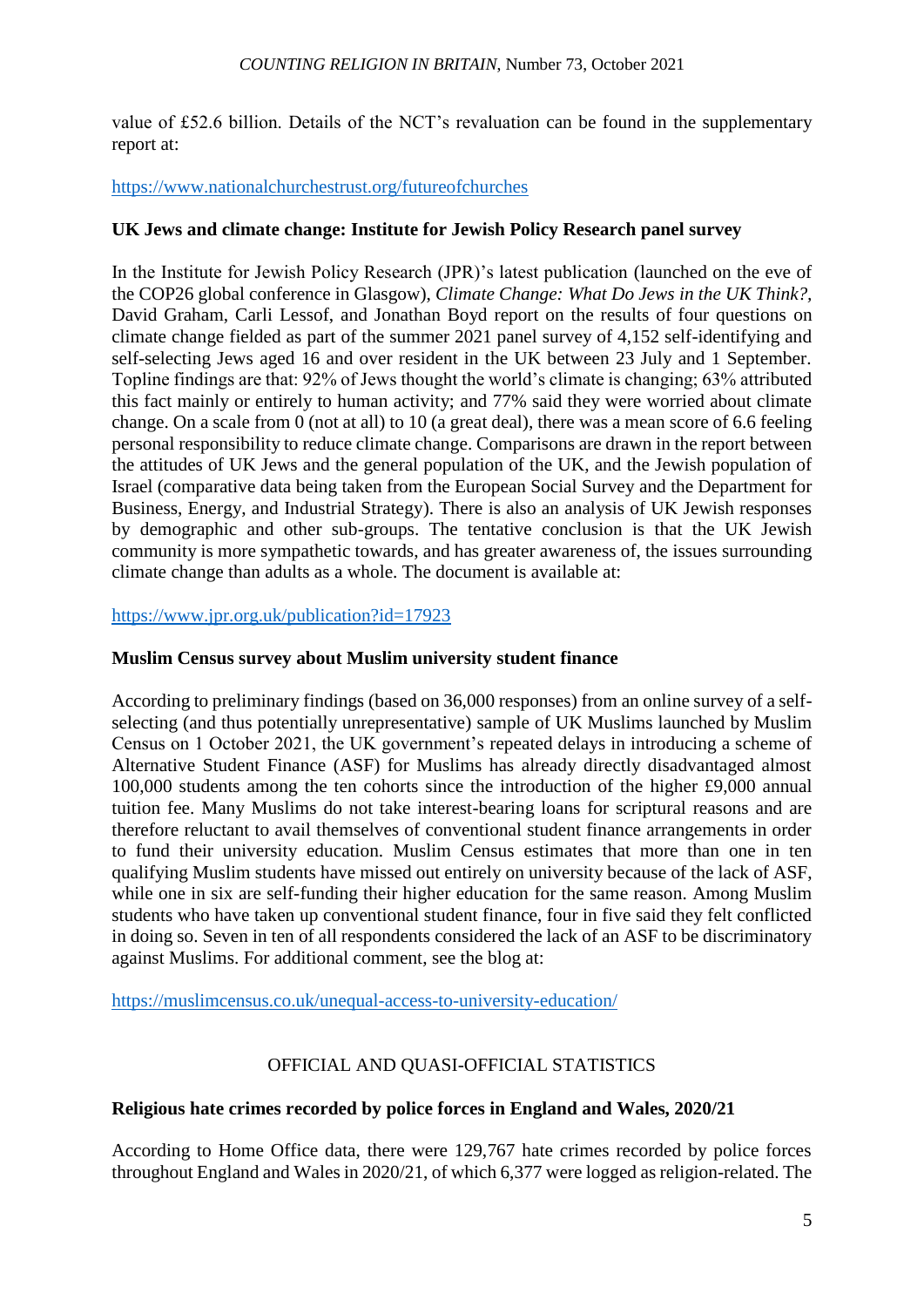value of £52.6 billion. Details of the NCT's revaluation can be found in the supplementary report at:

https://www.nationalchurchestrust.org/futureofchurches

**UK Jews and climate change: Institute for Jewish Policy Research panel survey**

In the Institute for Jewish Policy Research (JPR)'s latest publication (launched on the eve of the COP26 global conference in Glasgow), *Climate Change: What Do Jews in the UK Think?*, David Graham, Carli Lessof, and Jonathan Boyd report on the results of four questions on climate change fielded as part of the summer 2021 panel survey of 4,152 self-identifying and self-selecting Jews aged 16 and over resident in the UK between 23 July and 1 September. Topline findings are that: 92% of Jews thought the world's climate is changing; 63% attributed this fact mainly or entirely to human activity; and 77% said they were worried about climate change. On a scale from 0 (not at all) to 10 (a great deal), there was a mean score of 6.6 feeling personal responsibility to reduce climate change. Comparisons are drawn in the report between the attitudes of UK Jews and the general population of the UK, and the Jewish population of Israel (comparative data being taken from the European Social Survey and the Department for Business, Energy, and Industrial Strategy). There is also an analysis of UK Jewish responses by demographic and other sub-groups. The tentative conclusion is that the UK Jewish community is more sympathetic towards, and has greater awareness of, the issues surrounding climate change than adults as a whole. The document is available at:

https://www.jpr.org.uk/publication?id=17923

**Muslim Census survey about Muslim university student finance**

According to preliminary findings (based on 36,000 responses) from an online survey of a self-selecting (and thus potentially unrepresentative) sample of UK Muslims launched by Muslim Census on 1 October 2021, the UK government's repeated delays in introducing a scheme of Alternative Student Finance (ASF) for Muslims has already directly disadvantaged almost 100,000 students among the ten cohorts since the introduction of the higher £9,000 annual tuition fee. Many Muslims do not take interest-bearing loans for scriptural reasons and are therefore reluctant to avail themselves of conventional student finance arrangements in order to fund their university education. Muslim Census estimates that more than one in ten qualifying Muslim students have missed out entirely on university because of the lack of ASF, while one in six are self-funding their higher education for the same reason. Among Muslim students who have taken up conventional student finance, four in five said they felt conflicted in doing so. Seven in ten of all respondents considered the lack of an ASF to be discriminatory against Muslims. For additional comment, see the blog at:

https://muslimcensus.co.uk/unequal-access-to-university-education/

## OFFICIAL AND QUASI-OFFICIAL STATISTICS

**Religious hate crimes recorded by police forces in England and Wales, 2020/21**

According to Home Office data, there were 129,767 hate crimes recorded by police forces throughout England and Wales in 2020/21, of which 6,377 were logged as religion-related. The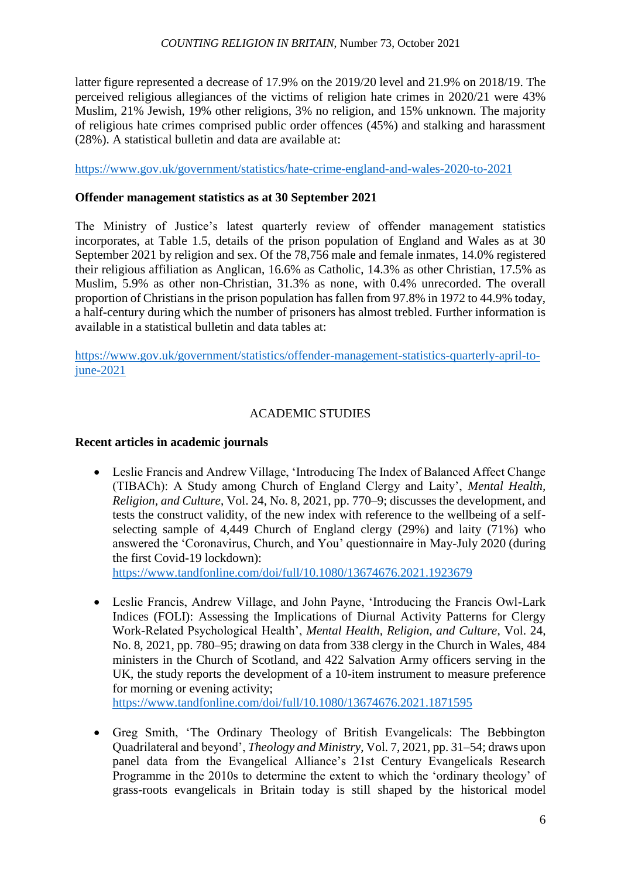latter figure represented a decrease of 17.9% on the 2019/20 level and 21.9% on 2018/19. The perceived religious allegiances of the victims of religion hate crimes in 2020/21 were 43% Muslim, 21% Jewish, 19% other religions, 3% no religion, and 15% unknown. The majority of religious hate crimes comprised public order offences (45%) and stalking and harassment (28%). A statistical bulletin and data are available at:

https://www.gov.uk/government/statistics/hate-crime-england-and-wales-2020-to-2021

**Offender management statistics as at 30 September 2021**

The Ministry of Justice's latest quarterly review of offender management statistics incorporates, at Table 1.5, details of the prison population of England and Wales as at 30 September 2021 by religion and sex. Of the 78,756 male and female inmates, 14.0% registered their religious affiliation as Anglican, 16.6% as Catholic, 14.3% as other Christian, 17.5% as Muslim, 5.9% as other non-Christian, 31.3% as none, with 0.4% unrecorded. The overall proportion of Christians in the prison population has fallen from 97.8% in 1972 to 44.9% today, a half-century during which the number of prisoners has almost trebled. Further information is available in a statistical bulletin and data tables at:

https://www.gov.uk/government/statistics/offender-management-statistics-quarterly-april-to-june-2021

## ACADEMIC STUDIES

**Recent articles in academic journals**

- Leslie Francis and Andrew Village, 'Introducing The Index of Balanced Affect Change (TIBACh): A Study among Church of England Clergy and Laity', *Mental Health, Religion, and Culture*, Vol. 24, No. 8, 2021, pp. 770–9; discusses the development, and tests the construct validity, of the new index with reference to the wellbeing of a self-selecting sample of 4,449 Church of England clergy (29%) and laity (71%) who answered the 'Coronavirus, Church, and You' questionnaire in May-July 2020 (during the first Covid-19 lockdown):
https://www.tandfonline.com/doi/full/10.1080/13674676.2021.1923679

- Leslie Francis, Andrew Village, and John Payne, 'Introducing the Francis Owl-Lark Indices (FOLI): Assessing the Implications of Diurnal Activity Patterns for Clergy Work-Related Psychological Health', *Mental Health, Religion, and Culture*, Vol. 24, No. 8, 2021, pp. 780–95; drawing on data from 338 clergy in the Church in Wales, 484 ministers in the Church of Scotland, and 422 Salvation Army officers serving in the UK, the study reports the development of a 10-item instrument to measure preference for morning or evening activity;
https://www.tandfonline.com/doi/full/10.1080/13674676.2021.1871595

- Greg Smith, 'The Ordinary Theology of British Evangelicals: The Bebbington Quadrilateral and beyond', *Theology and Ministry*, Vol. 7, 2021, pp. 31–54; draws upon panel data from the Evangelical Alliance's 21st Century Evangelicals Research Programme in the 2010s to determine the extent to which the 'ordinary theology' of grass-roots evangelicals in Britain today is still shaped by the historical model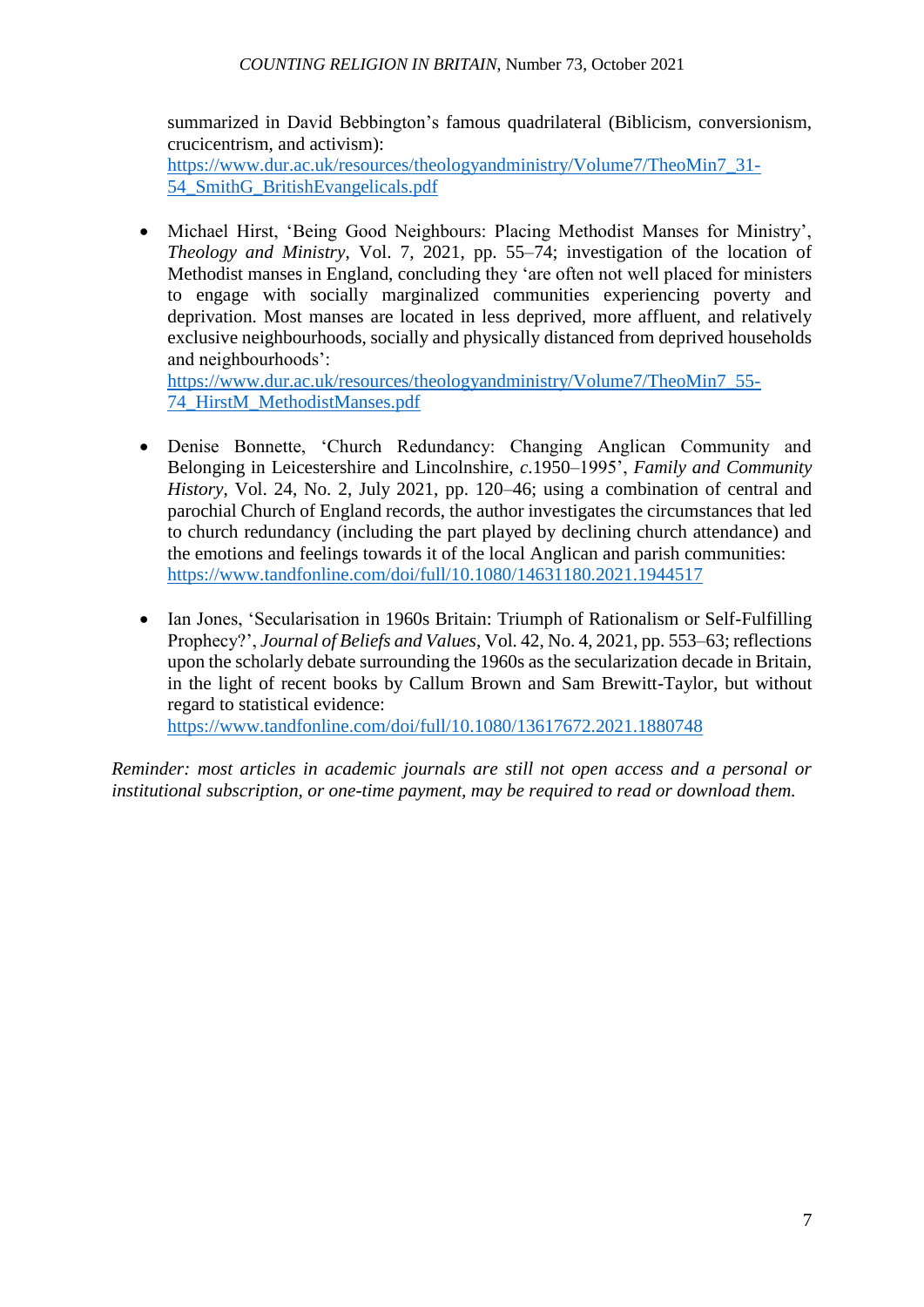summarized in David Bebbington's famous quadrilateral (Biblicism, conversionism, crucicentrism, and activism):
https://www.dur.ac.uk/resources/theologyandministry/Volume7/TheoMin7_31-54_SmithG_BritishEvangelicals.pdf

- Michael Hirst, 'Being Good Neighbours: Placing Methodist Manses for Ministry', *Theology and Ministry*, Vol. 7, 2021, pp. 55–74; investigation of the location of Methodist manses in England, concluding they 'are often not well placed for ministers to engage with socially marginalized communities experiencing poverty and deprivation. Most manses are located in less deprived, more affluent, and relatively exclusive neighbourhoods, socially and physically distanced from deprived households and neighbourhoods':
https://www.dur.ac.uk/resources/theologyandministry/Volume7/TheoMin7_55-74_HirstM_MethodistManses.pdf

- Denise Bonnette, 'Church Redundancy: Changing Anglican Community and Belonging in Leicestershire and Lincolnshire, *c.*1950–1995', *Family and Community History*, Vol. 24, No. 2, July 2021, pp. 120–46; using a combination of central and parochial Church of England records, the author investigates the circumstances that led to church redundancy (including the part played by declining church attendance) and the emotions and feelings towards it of the local Anglican and parish communities:
https://www.tandfonline.com/doi/full/10.1080/14631180.2021.1944517

- Ian Jones, 'Secularisation in 1960s Britain: Triumph of Rationalism or Self-Fulfilling Prophecy?', *Journal of Beliefs and Values*, Vol. 42, No. 4, 2021, pp. 553–63; reflections upon the scholarly debate surrounding the 1960s as the secularization decade in Britain, in the light of recent books by Callum Brown and Sam Brewitt-Taylor, but without regard to statistical evidence:
https://www.tandfonline.com/doi/full/10.1080/13617672.2021.1880748

*Reminder: most articles in academic journals are still not open access and a personal or institutional subscription, or one-time payment, may be required to read or download them.*